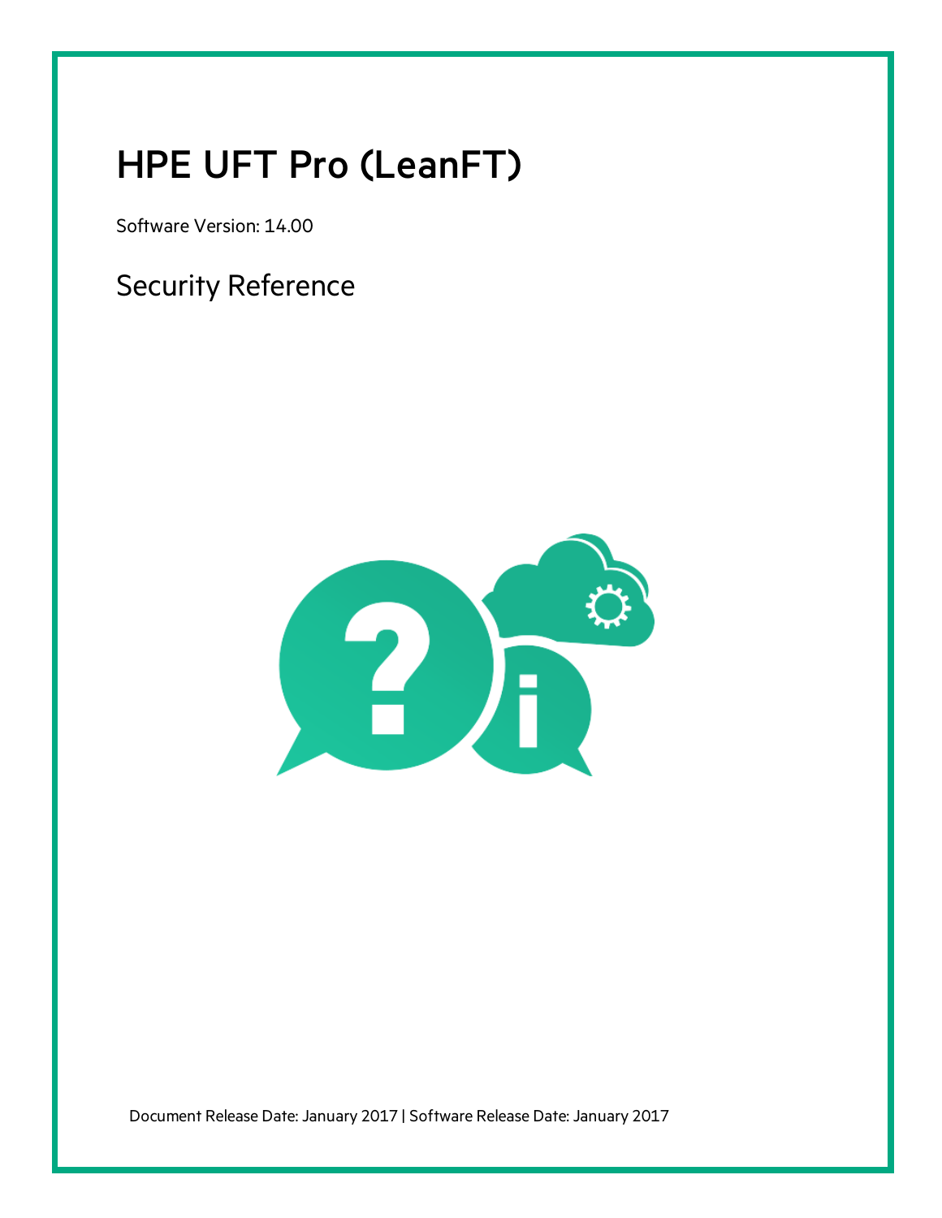# HPE UFT Pro (LeanFT)

Software Version: 14.00

## Security Reference

Document Release Date: January 2017 | Software Release Date: January 2017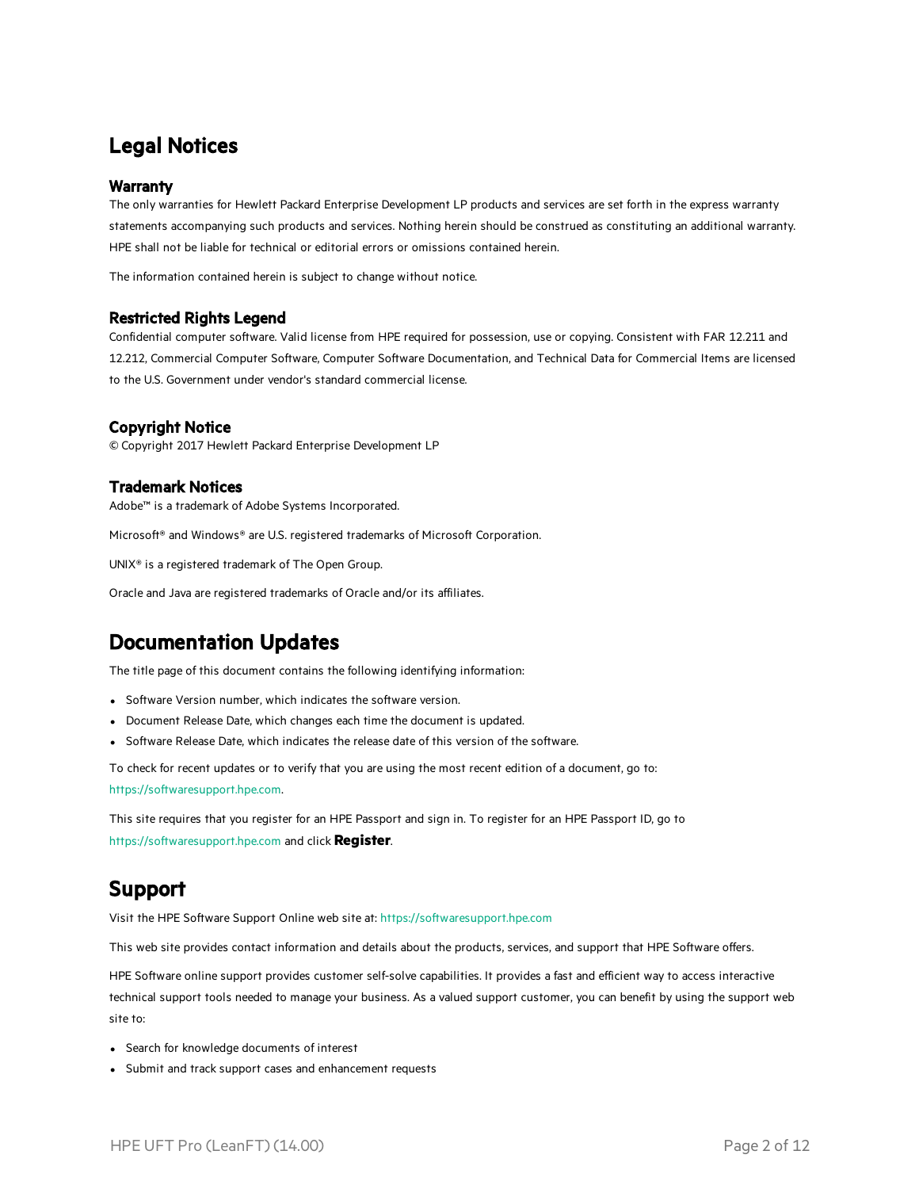# Legal Notices

### Warranty

The only warranties for Hewlett Packard Enterprise Development LP products and services are set forth in the express warranty statements accompanying such products and services. Nothing herein should be construed as constituting an additional warranty. HPE shall not be liable for technical or editorial errors or omissions contained herein.

The information contained herein is subject to change without notice.

### Restricted Rights Legend

Confidential computer software. Valid license from HPE required for possession, use or copying. Consistent with FAR 12.211 and 12.212, Commercial Computer Software, Computer Software Documentation, and Technical Data for Commercial Items are licensed to the U.S. Government under vendor's standard commercial license.

### Copyright Notice

© Copyright 2017 Hewlett Packard Enterprise Development LP

### Trademark Notices

Adobe™ is a trademark of Adobe Systems Incorporated.

Microsoft® and Windows® are U.S. registered trademarks of Microsoft Corporation.

UNIX® is a registered trademark of The Open Group.

Oracle and Java are registered trademarks of Oracle and/or its affiliates.

# Documentation Updates

The title page of this document contains the following identifying information:

- Software Version number, which indicates the software version.
- Document Release Date, which changes each time the document is updated.
- Software Release Date, which indicates the release date of this version of the software.

To check for recent updates or to verify that you are using the most recent edition of a document, go to: https://softwaresupport.hpe.com.

This site requires that you register for an HPE Passport and sign in. To register for an HPE Passport ID, go to https://softwaresupport.hpe.com and click **Register**.

# Support

Visit the HPE Software Support Online web site at: https://softwaresupport.hpe.com

This web site provides contact information and details about the products, services, and support that HPE Software offers.

HPE Software online support provides customer self-solve capabilities. It provides a fast and efficient way to access interactive technical support tools needed to manage your business. As a valued support customer, you can benefit by using the support web site to:

- Search for knowledge documents of interest
- Submit and track support cases and enhancement requests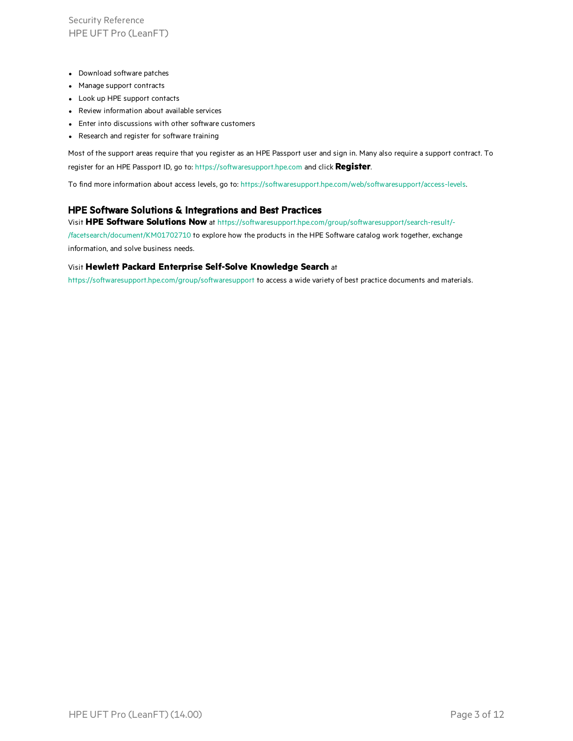- Download software patches
- Manage support contracts
- Look up HPE support contacts
- Review information about available services
- Enter into discussions with other software customers
- Research and register for software training

Most of the support areas require that you register as an HPE Passport user and sign in. Many also require a support contract. To register for an HPE Passport ID, go to: https://softwaresupport.hpe.com and click **Register**.

To find more information about access levels, go to: https://softwaresupport.hpe.com/web/softwaresupport/access-levels.

### HPE Software Solutions & Integrations and Best Practices

Visit **HPE Software Solutions Now** at https://softwaresupport.hpe.com/group/softwaresupport/search-result/-/facetsearch/document/KM01702710 to explore how the products in the HPE Software catalog work together, exchange information, and solve business needs.

Visit **Hewlett Packard Enterprise Self-Solve Knowledge Search** at https://softwaresupport.hpe.com/group/softwaresupport to access a wide variety of best practice documents and materials.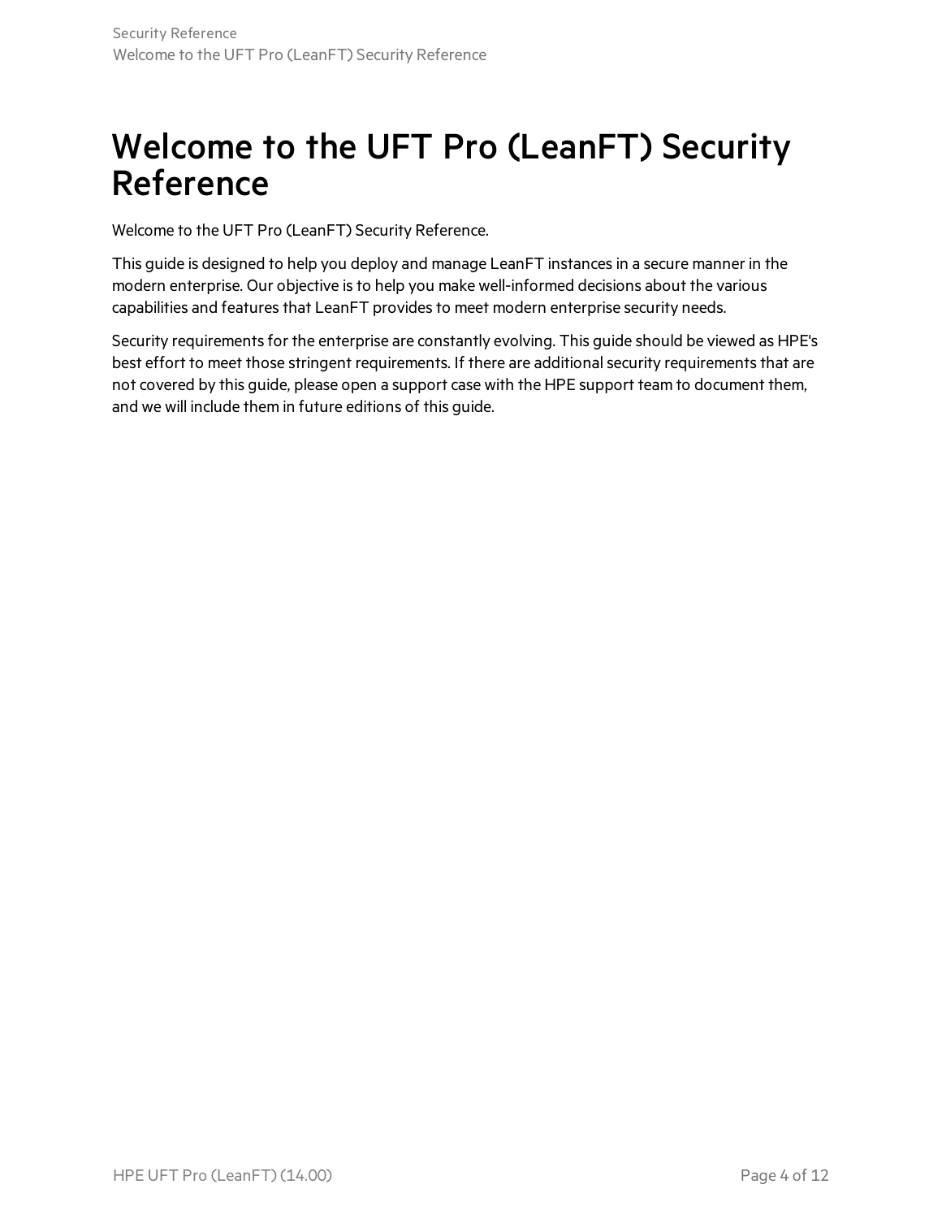# Welcome to the UFT Pro (LeanFT) Security Reference

Welcome to the UFT Pro (LeanFT) Security Reference.

This guide is designed to help you deploy and manage LeanFT instances in a secure manner in the modern enterprise. Our objective is to help you make well-informed decisions about the various capabilities and features that LeanFT provides to meet modern enterprise security needs.

Security requirements for the enterprise are constantly evolving. This guide should be viewed as HPE's best effort to meet those stringent requirements. If there are additional security requirements that are not covered by this guide, please open a support case with the HPE support team to document them, and we will include them in future editions of this guide.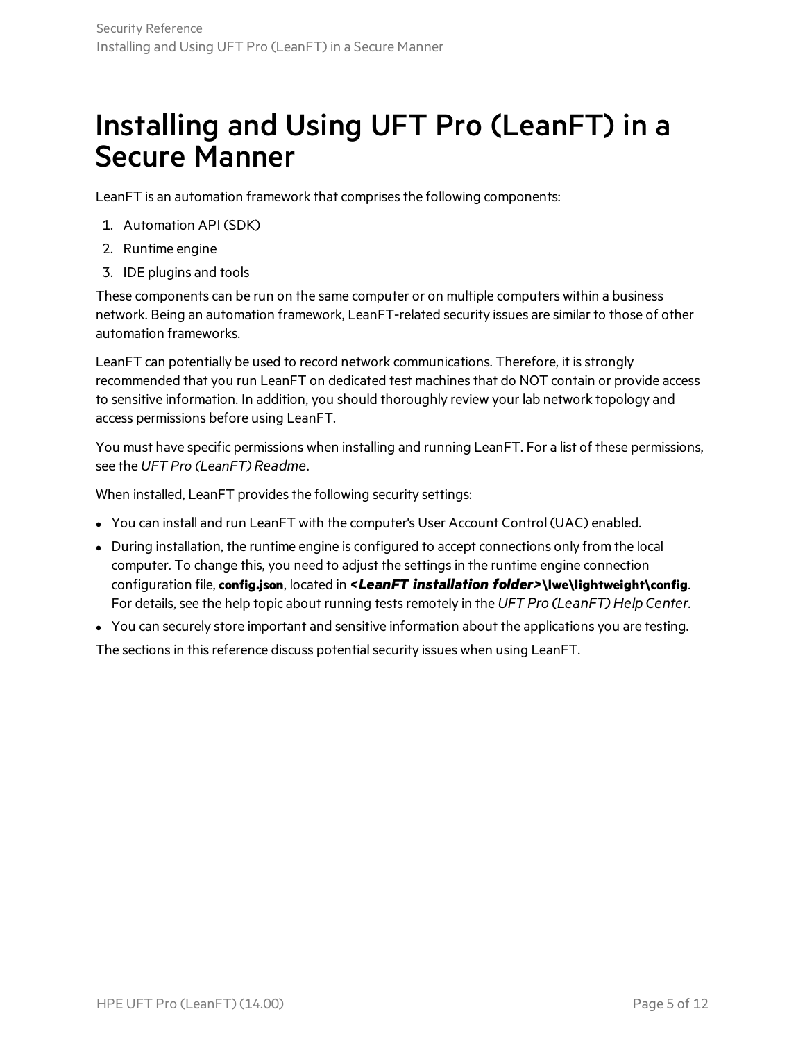# Installing and Using UFT Pro (LeanFT) in a Secure Manner

LeanFT is an automation framework that comprises the following components:

1. Automation API (SDK)
2. Runtime engine
3. IDE plugins and tools

These components can be run on the same computer or on multiple computers within a business network. Being an automation framework, LeanFT-related security issues are similar to those of other automation frameworks.

LeanFT can potentially be used to record network communications. Therefore, it is strongly recommended that you run LeanFT on dedicated test machines that do NOT contain or provide access to sensitive information. In addition, you should thoroughly review your lab network topology and access permissions before using LeanFT.

You must have specific permissions when installing and running LeanFT. For a list of these permissions, see the *UFT Pro (LeanFT) Readme*.

When installed, LeanFT provides the following security settings:

- You can install and run LeanFT with the computer's User Account Control (UAC) enabled.
- During installation, the runtime engine is configured to accept connections only from the local computer. To change this, you need to adjust the settings in the runtime engine connection configuration file, **config.json**, located in ***<LeanFT installation folder>*\lwe\lightweight\config**. For details, see the help topic about running tests remotely in the *UFT Pro (LeanFT) Help Center*.
- You can securely store important and sensitive information about the applications you are testing.

The sections in this reference discuss potential security issues when using LeanFT.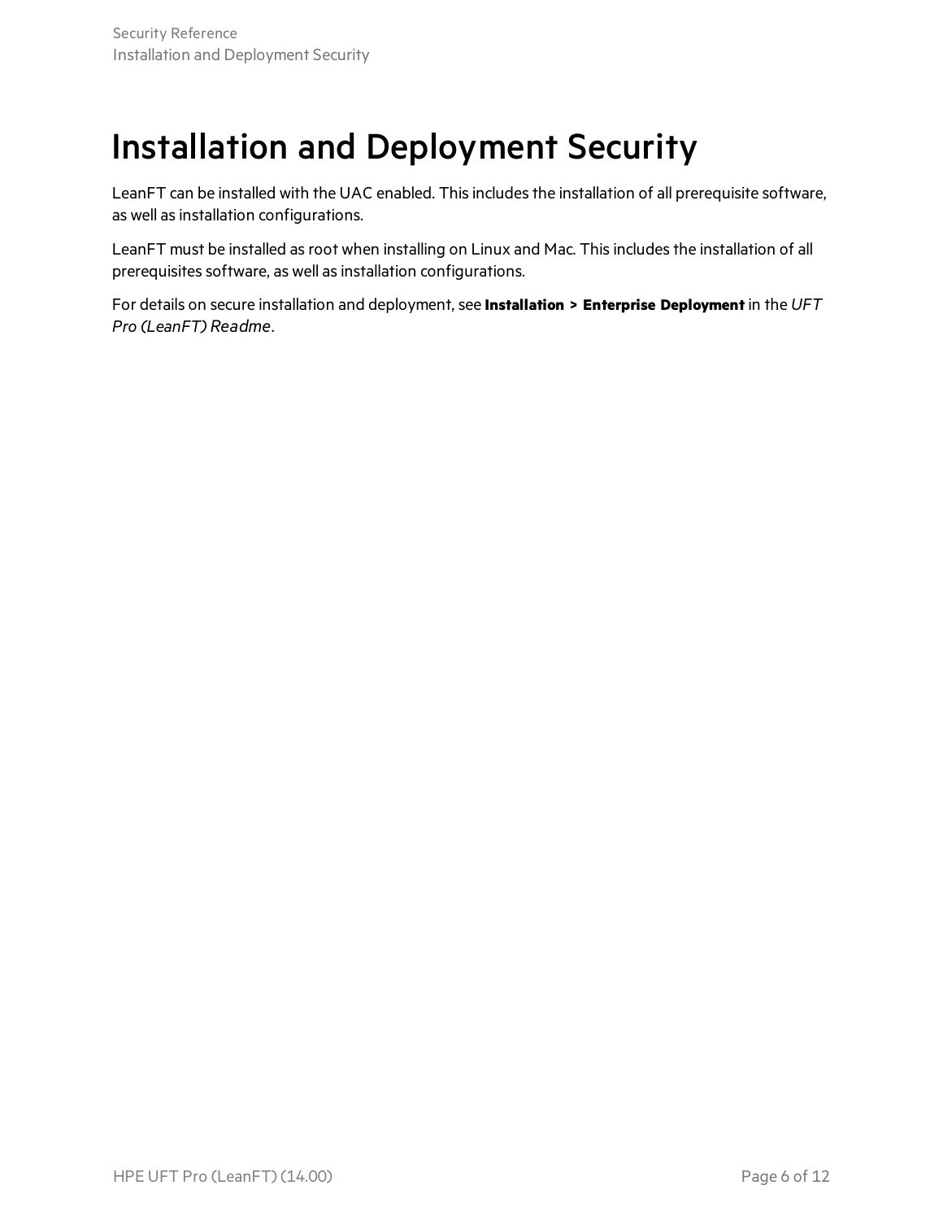# Installation and Deployment Security

LeanFT can be installed with the UAC enabled. This includes the installation of all prerequisite software, as well as installation configurations.

LeanFT must be installed as root when installing on Linux and Mac. This includes the installation of all prerequisites software, as well as installation configurations.

For details on secure installation and deployment, see **Installation > Enterprise Deployment** in the *UFT Pro (LeanFT) Readme*.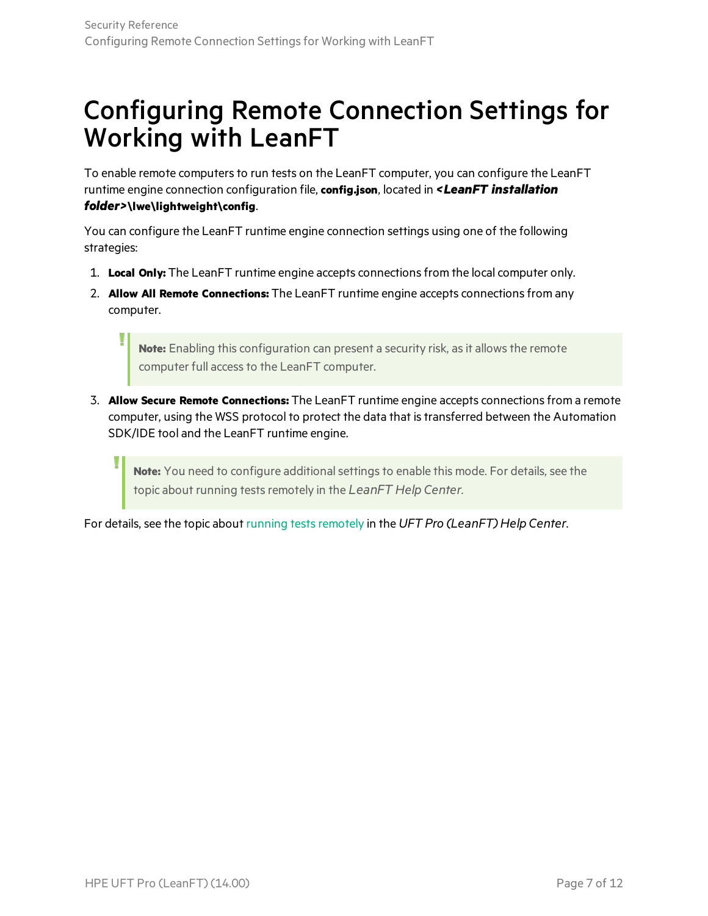# Configuring Remote Connection Settings for Working with LeanFT

To enable remote computers to run tests on the LeanFT computer, you can configure the LeanFT runtime engine connection configuration file, **config.json**, located in ***<LeanFT installation folder>*\lwe\lightweight\config**.

You can configure the LeanFT runtime engine connection settings using one of the following strategies:

1. **Local Only:** The LeanFT runtime engine accepts connections from the local computer only.
2. **Allow All Remote Connections:** The LeanFT runtime engine accepts connections from any computer.

   > **Note:** Enabling this configuration can present a security risk, as it allows the remote computer full access to the LeanFT computer.

3. **Allow Secure Remote Connections:** The LeanFT runtime engine accepts connections from a remote computer, using the WSS protocol to protect the data that is transferred between the Automation SDK/IDE tool and the LeanFT runtime engine.

   > **Note:** You need to configure additional settings to enable this mode. For details, see the topic about running tests remotely in the *LeanFT Help Center*.

For details, see the topic about running tests remotely in the *UFT Pro (LeanFT) Help Center*.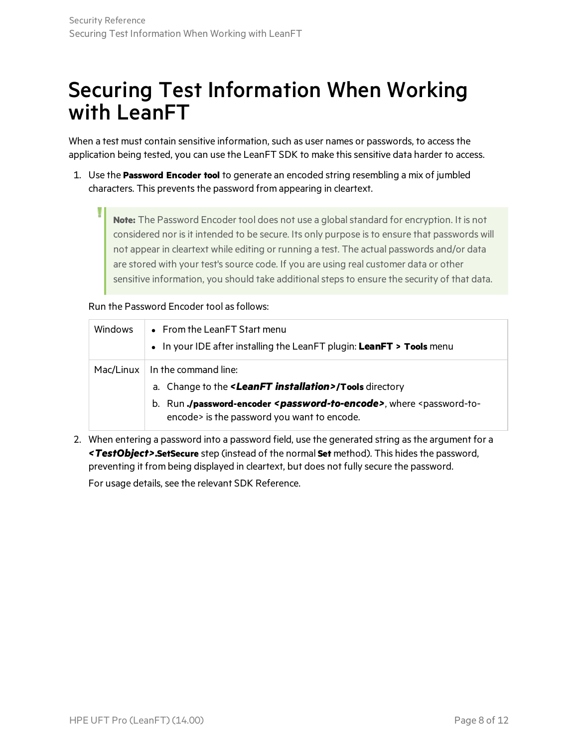# Securing Test Information When Working with LeanFT

When a test must contain sensitive information, such as user names or passwords, to access the application being tested, you can use the LeanFT SDK to make this sensitive data harder to access.

1. Use the **Password Encoder tool** to generate an encoded string resembling a mix of jumbled characters. This prevents the password from appearing in cleartext.

   > **Note:** The Password Encoder tool does not use a global standard for encryption. It is not considered nor is it intended to be secure. Its only purpose is to ensure that passwords will not appear in cleartext while editing or running a test. The actual passwords and/or data are stored with your test's source code. If you are using real customer data or other sensitive information, you should take additional steps to ensure the security of that data.

   Run the Password Encoder tool as follows:

   | | |
   |---|---|
   | Windows | • From the LeanFT Start menu<br>• In your IDE after installing the LeanFT plugin: **LeanFT > Tools** menu |
   | Mac/Linux | In the command line:<br>a. Change to the ***<LeanFT installation>*/Tools** directory<br>b. Run **./password-encoder *<password-to-encode>***, where <password-to-encode> is the password you want to encode. |

2. When entering a password into a password field, use the generated string as the argument for a ***<TestObject>*.SetSecure** step (instead of the normal **Set** method). This hides the password, preventing it from being displayed in cleartext, but does not fully secure the password.

   For usage details, see the relevant SDK Reference.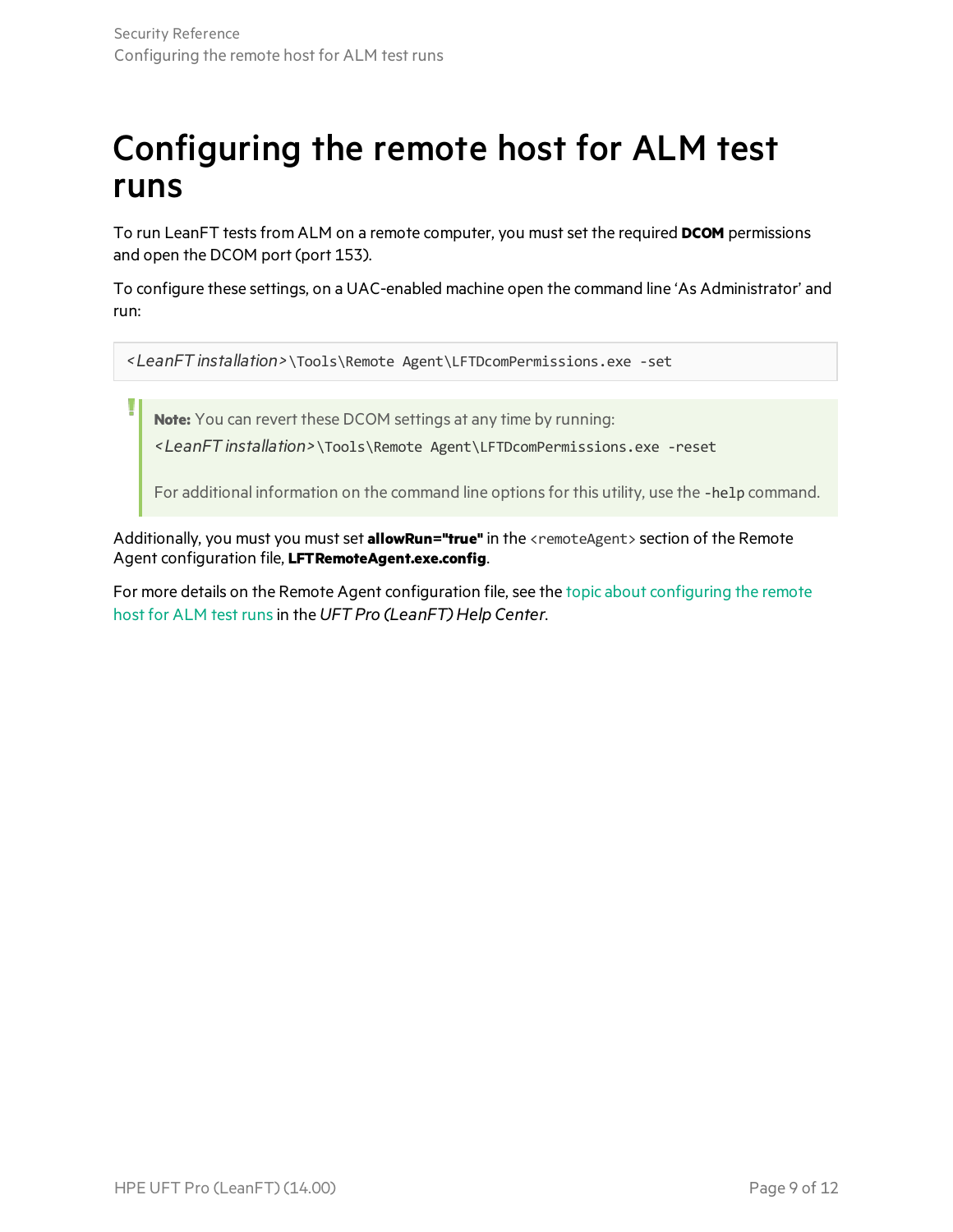# Configuring the remote host for ALM test runs

To run LeanFT tests from ALM on a remote computer, you must set the required **DCOM** permissions and open the DCOM port (port 153).

To configure these settings, on a UAC-enabled machine open the command line 'As Administrator' and run:

```
<LeanFT installation>\Tools\Remote Agent\LFTDcomPermissions.exe -set
```

> **Note:** You can revert these DCOM settings at any time by running:
> `<LeanFT installation>\Tools\Remote Agent\LFTDcomPermissions.exe -reset`
>
> For additional information on the command line options for this utility, use the `-help` command.

Additionally, you must you must set **allowRun="true"** in the `<remoteAgent>` section of the Remote Agent configuration file, **LFTRemoteAgent.exe.config**.

For more details on the Remote Agent configuration file, see the topic about configuring the remote host for ALM test runs in the *UFT Pro (LeanFT) Help Center*.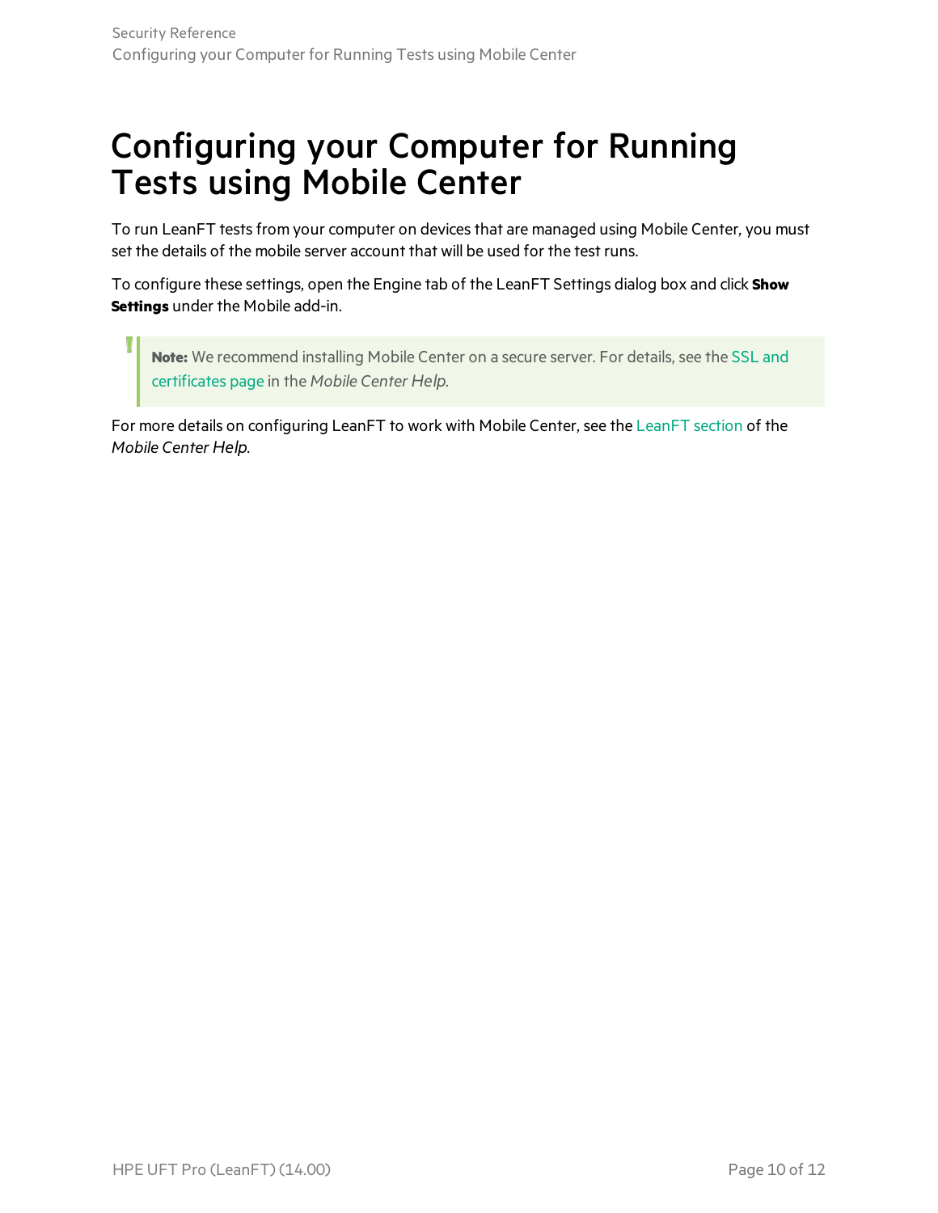# Configuring your Computer for Running Tests using Mobile Center

To run LeanFT tests from your computer on devices that are managed using Mobile Center, you must set the details of the mobile server account that will be used for the test runs.

To configure these settings, open the Engine tab of the LeanFT Settings dialog box and click **Show Settings** under the Mobile add-in.

> **Note:** We recommend installing Mobile Center on a secure server. For details, see the SSL and certificates page in the *Mobile Center Help*.

For more details on configuring LeanFT to work with Mobile Center, see the LeanFT section of the *Mobile Center Help*.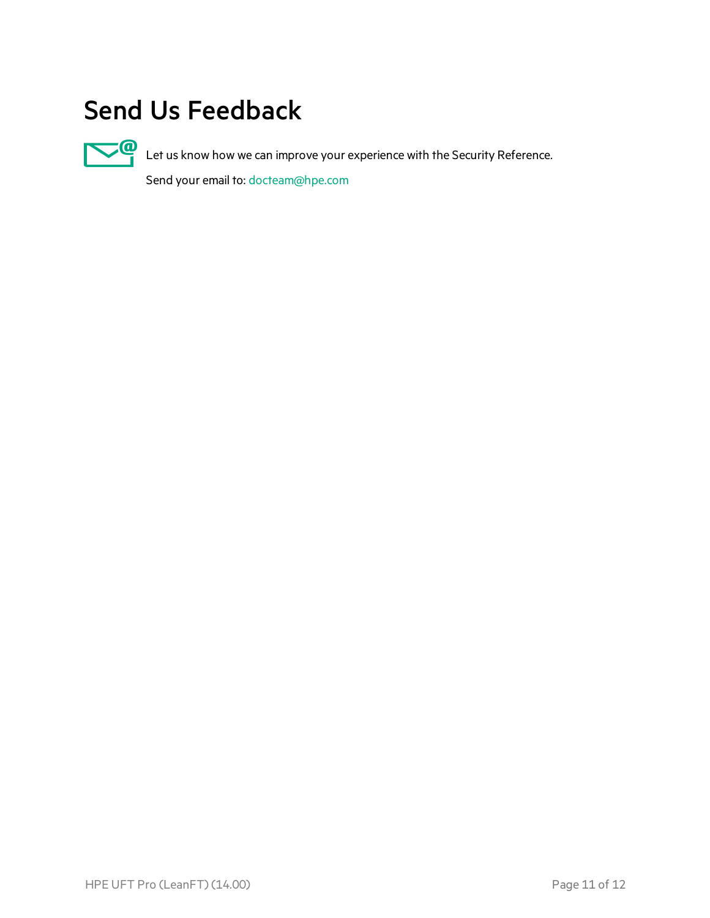# Send Us Feedback

Let us know how we can improve your experience with the Security Reference.

Send your email to: docteam@hpe.com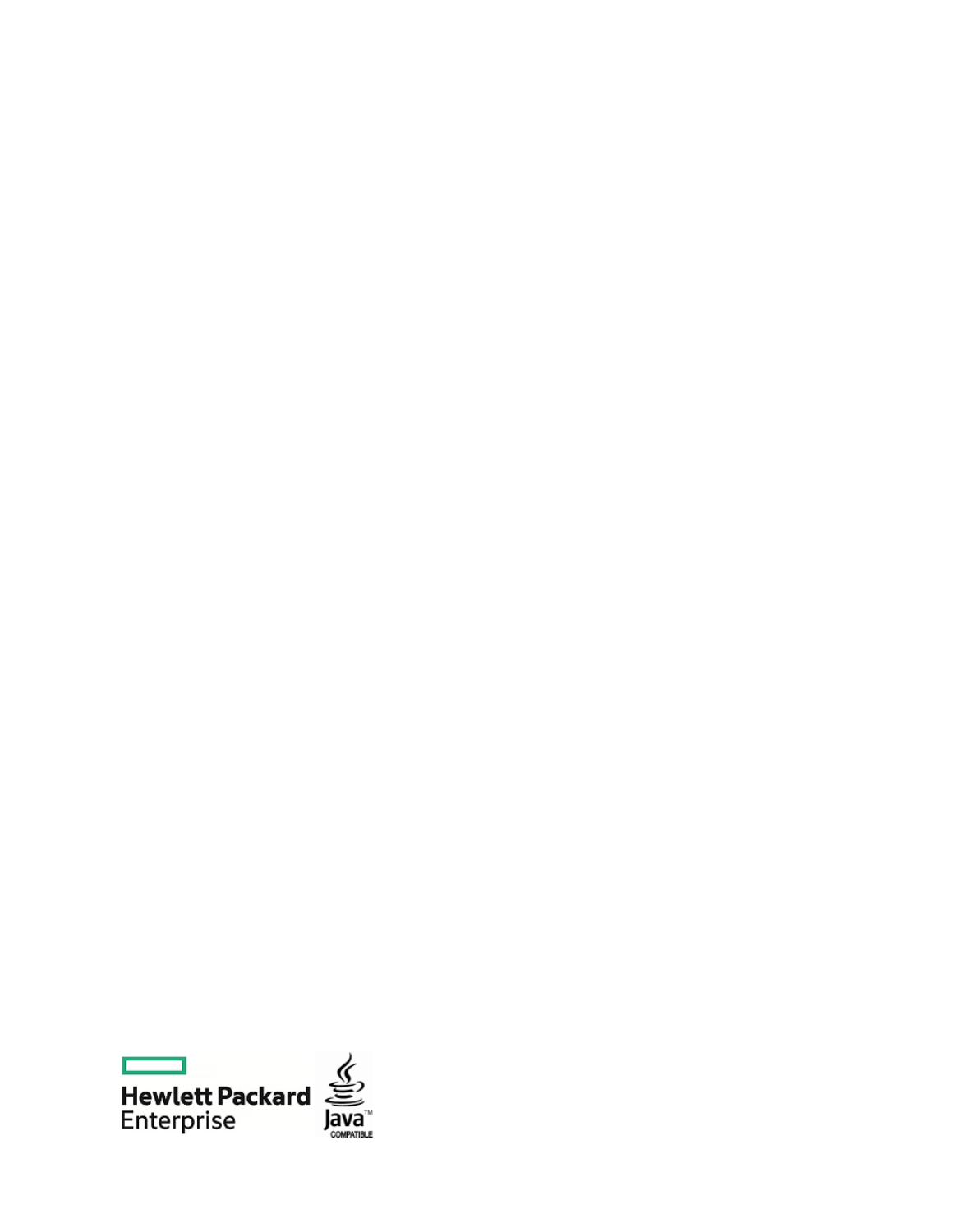Hewlett Packard Enterprise

Java™ COMPATIBLE